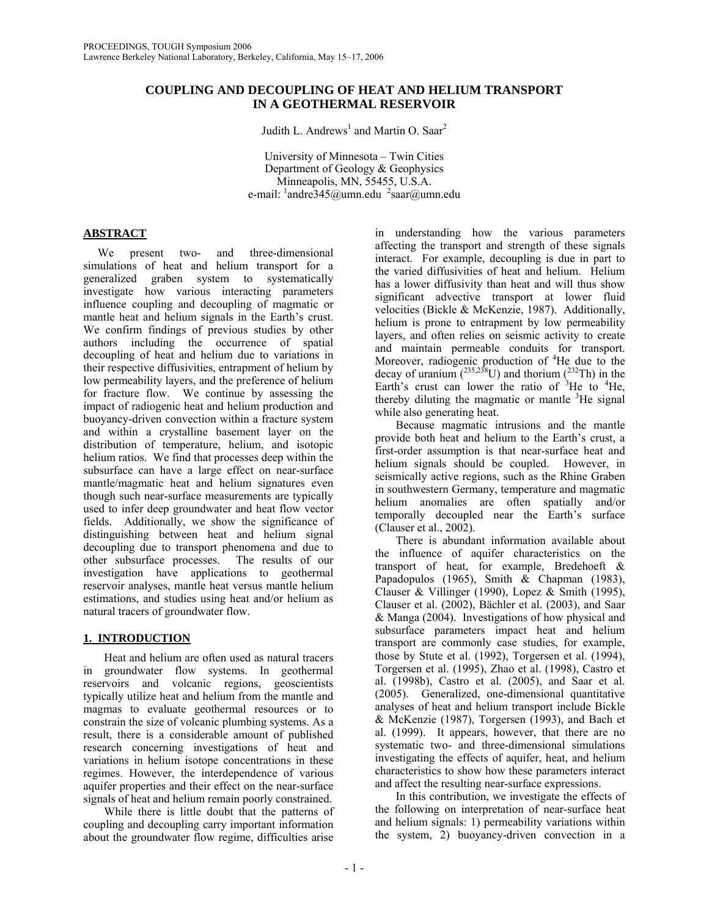# COUPLING AND DECOUPLING OF HEAT AND HELIUM TRANSPORT IN A GEOTHERMAL RESERVOIR

Judith L. Andrews[1] and Martin O. Saar[2]

University of Minnesota – Twin Cities
Department of Geology & Geophysics
Minneapolis, MN, 55455, U.S.A.
e-mail: [1]andre345@umn.edu [2]saar@umn.edu

## ABSTRACT

We present two- and three-dimensional simulations of heat and helium transport for a generalized graben system to systematically investigate how various interacting parameters influence coupling and decoupling of magmatic or mantle heat and helium signals in the Earth's crust. We confirm findings of previous studies by other authors including the occurrence of spatial decoupling of heat and helium due to variations in their respective diffusivities, entrapment of helium by low permeability layers, and the preference of helium for fracture flow. We continue by assessing the impact of radiogenic heat and helium production and buoyancy-driven convection within a fracture system and within a crystalline basement layer on the distribution of temperature, helium, and isotopic helium ratios. We find that processes deep within the subsurface can have a large effect on near-surface mantle/magmatic heat and helium signatures even though such near-surface measurements are typically used to infer deep groundwater and heat flow vector fields. Additionally, we show the significance of distinguishing between heat and helium signal decoupling due to transport phenomena and due to other subsurface processes. The results of our investigation have applications to geothermal reservoir analyses, mantle heat versus mantle helium estimations, and studies using heat and/or helium as natural tracers of groundwater flow.

## 1. INTRODUCTION

Heat and helium are often used as natural tracers in groundwater flow systems. In geothermal reservoirs and volcanic regions, geoscientists typically utilize heat and helium from the mantle and magmas to evaluate geothermal resources or to constrain the size of volcanic plumbing systems. As a result, there is a considerable amount of published research concerning investigations of heat and variations in helium isotope concentrations in these regimes. However, the interdependence of various aquifer properties and their effect on the near-surface signals of heat and helium remain poorly constrained.

While there is little doubt that the patterns of coupling and decoupling carry important information about the groundwater flow regime, difficulties arise in understanding how the various parameters affecting the transport and strength of these signals interact. For example, decoupling is due in part to the varied diffusivities of heat and helium. Helium has a lower diffusivity than heat and will thus show significant advective transport at lower fluid velocities (Bickle & McKenzie, 1987). Additionally, helium is prone to entrapment by low permeability layers, and often relies on seismic activity to create and maintain permeable conduits for transport. Moreover, radiogenic production of $^4$He due to the decay of uranium ($^{235,238}$U) and thorium ($^{232}$Th) in the Earth's crust can lower the ratio of $^3$He to $^4$He, thereby diluting the magmatic or mantle $^3$He signal while also generating heat.

Because magmatic intrusions and the mantle provide both heat and helium to the Earth's crust, a first-order assumption is that near-surface heat and helium signals should be coupled. However, in seismically active regions, such as the Rhine Graben in southwestern Germany, temperature and magmatic helium anomalies are often spatially and/or temporally decoupled near the Earth's surface (Clauser et al., 2002).

There is abundant information available about the influence of aquifer characteristics on the transport of heat, for example, Bredehoeft & Papadopulos (1965), Smith & Chapman (1983), Clauser & Villinger (1990), Lopez & Smith (1995), Clauser et al. (2002), Bächler et al. (2003), and Saar & Manga (2004). Investigations of how physical and subsurface parameters impact heat and helium transport are commonly case studies, for example, those by Stute et al. (1992), Torgersen et al. (1994), Torgersen et al. (1995), Zhao et al. (1998), Castro et al. (1998b), Castro et al. (2005), and Saar et al. (2005). Generalized, one-dimensional quantitative analyses of heat and helium transport include Bickle & McKenzie (1987), Torgersen (1993), and Bach et al. (1999). It appears, however, that there are no systematic two- and three-dimensional simulations investigating the effects of aquifer, heat, and helium characteristics to show how these parameters interact and affect the resulting near-surface expressions.

In this contribution, we investigate the effects of the following on interpretation of near-surface heat and helium signals: 1) permeability variations within the system, 2) buoyancy-driven convection in a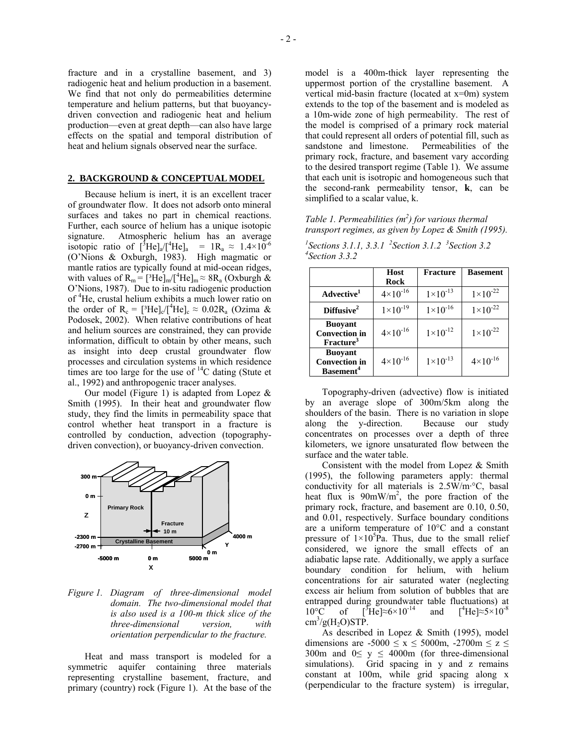fracture and in a crystalline basement, and 3) radiogenic heat and helium production in a basement. We find that not only do permeabilities determine temperature and helium patterns, but that buoyancy-driven convection and radiogenic heat and helium production—even at great depth—can also have large effects on the spatial and temporal distribution of heat and helium signals observed near the surface.

## 2. BACKGROUND & CONCEPTUAL MODEL

Because helium is inert, it is an excellent tracer of groundwater flow. It does not adsorb onto mineral surfaces and takes no part in chemical reactions. Further, each source of helium has a unique isotopic signature. Atmospheric helium has an average isotopic ratio of $[^3He]_a/[^4He]_a = 1R_a \approx 1.4\times10^{-6}$ (O'Nions & Oxburgh, 1983). High magmatic or mantle ratios are typically found at mid-ocean ridges, with values of $R_m = [^3He]_m/[^4He]_m \approx 8R_a$ (Oxburgh & O'Nions, 1987). Due to in-situ radiogenic production of $^4He$, crustal helium exhibits a much lower ratio on the order of $R_c = [^3He]_c/[^4He]_c \approx 0.02R_a$ (Ozima & Podosek, 2002). When relative contributions of heat and helium sources are constrained, they can provide information, difficult to obtain by other means, such as insight into deep crustal groundwater flow processes and circulation systems in which residence times are too large for the use of $^{14}C$ dating (Stute et al., 1992) and anthropogenic tracer analyses.

Our model (Figure 1) is adapted from Lopez & Smith (1995). In their heat and groundwater flow study, they find the limits in permeability space that control whether heat transport in a fracture is controlled by conduction, advection (topography-driven convection), or buoyancy-driven convection.

*Figure 1. Diagram of three-dimensional model domain. The two-dimensional model that is also used is a 100-m thick slice of the three-dimensional version, with orientation perpendicular to the fracture.*

Heat and mass transport is modeled for a symmetric aquifer containing three materials representing crystalline basement, fracture, and primary (country) rock (Figure 1). At the base of the model is a 400m-thick layer representing the uppermost portion of the crystalline basement. A vertical mid-basin fracture (located at x=0m) system extends to the top of the basement and is modeled as a 10m-wide zone of high permeability. The rest of the model is comprised of a primary rock material that could represent all orders of potential fill, such as sandstone and limestone. Permeabilities of the primary rock, fracture, and basement vary according to the desired transport regime (Table 1). We assume that each unit is isotropic and homogeneous such that the second-rank permeability tensor, **k**, can be simplified to a scalar value, k.

*Table 1. Permeabilities ($m^2$) for various thermal transport regimes, as given by Lopez & Smith (1995).*

*[1]Sections 3.1.1, 3.3.1 [2]Section 3.1.2 [3]Section 3.2 [4]Section 3.3.2*

| | Host Rock | Fracture | Basement |
|---|---|---|---|
| **Advective[1]** | $4\times10^{-16}$ | $1\times10^{-13}$ | $1\times10^{-22}$ |
| **Diffusive[2]** | $1\times10^{-19}$ | $1\times10^{-16}$ | $1\times10^{-22}$ |
| **Buoyant Convection in Fracture[3]** | $4\times10^{-16}$ | $1\times10^{-12}$ | $1\times10^{-22}$ |
| **Buoyant Convection in Basement[4]** | $4\times10^{-16}$ | $1\times10^{-13}$ | $4\times10^{-16}$ |

Topography-driven (advective) flow is initiated by an average slope of 300m/5km along the shoulders of the basin. There is no variation in slope along the y-direction. Because our study concentrates on processes over a depth of three kilometers, we ignore unsaturated flow between the surface and the water table.

Consistent with the model from Lopez & Smith (1995), the following parameters apply: thermal conductivity for all materials is 2.5W/m·°C, basal heat flux is 90mW/$m^2$, the pore fraction of the primary rock, fracture, and basement are 0.10, 0.50, and 0.01, respectively. Surface boundary conditions are a uniform temperature of 10°C and a constant pressure of $1\times10^5$Pa. Thus, due to the small relief considered, we ignore the small effects of an adiabatic lapse rate. Additionally, we apply a surface boundary condition for helium, with helium concentrations for air saturated water (neglecting excess air helium from solution of bubbles that are entrapped during groundwater table fluctuations) at 10°C of $[^3He]\approx6\times10^{-14}$ and $[^4He]\approx5\times10^{-8}$ $cm^3/g(H_2O)$STP.

As described in Lopez & Smith (1995), model dimensions are $-5000 \le x \le 5000$m, $-2700$m $\le z \le 300$m and $0 \le y \le 4000$m (for three-dimensional simulations). Grid spacing in y and z remains constant at 100m, while grid spacing along x (perpendicular to the fracture system) is irregular,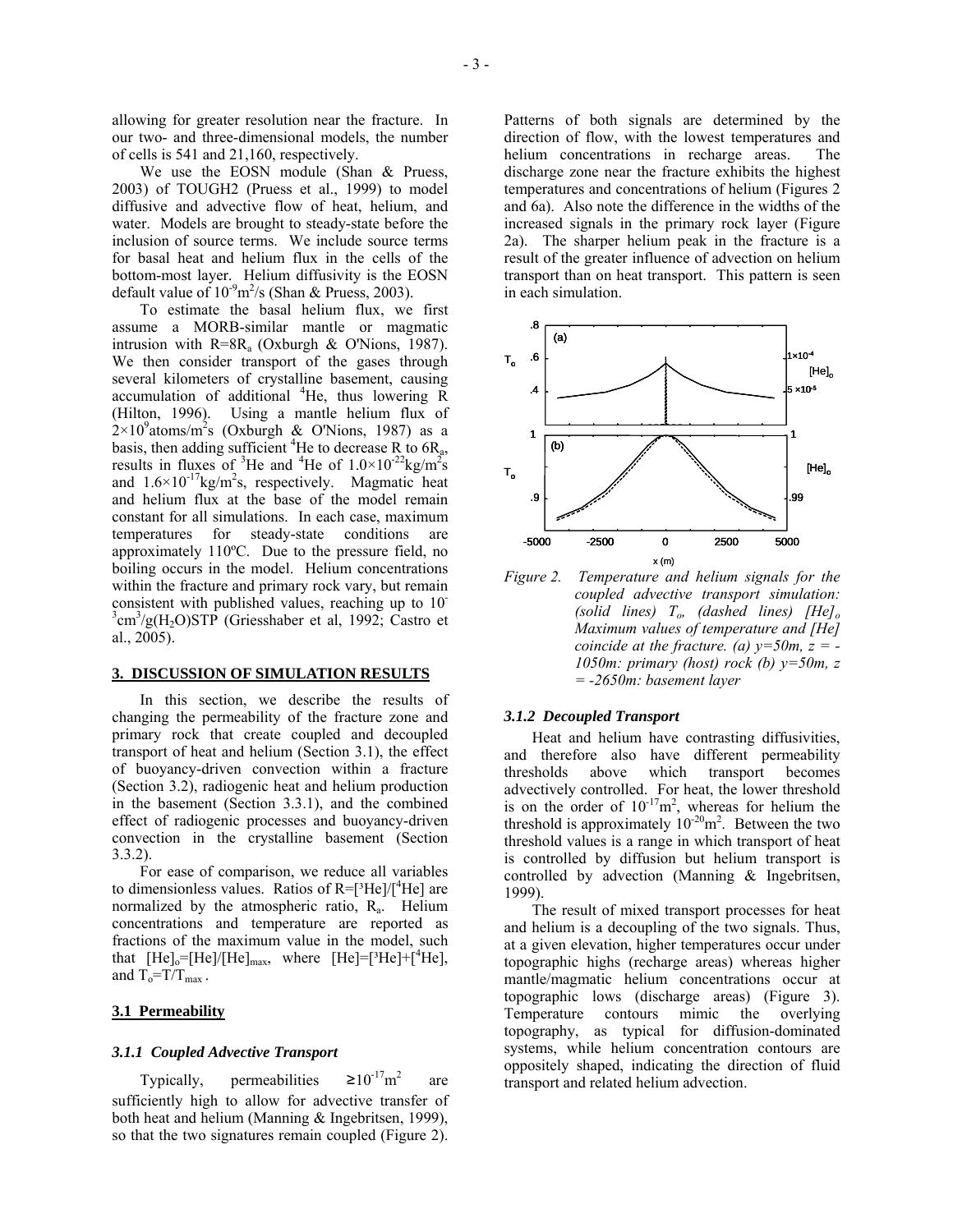allowing for greater resolution near the fracture. In our two- and three-dimensional models, the number of cells is 541 and 21,160, respectively.

We use the EOSN module (Shan & Pruess, 2003) of TOUGH2 (Pruess et al., 1999) to model diffusive and advective flow of heat, helium, and water. Models are brought to steady-state before the inclusion of source terms. We include source terms for basal heat and helium flux in the cells of the bottom-most layer. Helium diffusivity is the EOSN default value of $10^{-9}$m$^2$/s (Shan & Pruess, 2003).

To estimate the basal helium flux, we first assume a MORB-similar mantle or magmatic intrusion with $R=8R_a$ (Oxburgh & O'Nions, 1987). We then consider transport of the gases through several kilometers of crystalline basement, causing accumulation of additional $^4$He, thus lowering R (Hilton, 1996). Using a mantle helium flux of $2\times10^9$atoms/m$^2$s (Oxburgh & O'Nions, 1987) as a basis, then adding sufficient $^4$He to decrease R to $6R_a$, results in fluxes of $^3$He and $^4$He of $1.0\times10^{-22}$kg/m$^2$s and $1.6\times10^{-17}$kg/m$^2$s, respectively. Magmatic heat and helium flux at the base of the model remain constant for all simulations. In each case, maximum temperatures for steady-state conditions are approximately 110ºC. Due to the pressure field, no boiling occurs in the model. Helium concentrations within the fracture and primary rock vary, but remain consistent with published values, reaching up to $10^{-3}$cm$^3$/g($H_2O$)STP (Griesshaber et al, 1992; Castro et al., 2005).

## 3. DISCUSSION OF SIMULATION RESULTS

In this section, we describe the results of changing the permeability of the fracture zone and primary rock that create coupled and decoupled transport of heat and helium (Section 3.1), the effect of buoyancy-driven convection within a fracture (Section 3.2), radiogenic heat and helium production in the basement (Section 3.3.1), and the combined effect of radiogenic processes and buoyancy-driven convection in the crystalline basement (Section 3.3.2).

For ease of comparison, we reduce all variables to dimensionless values. Ratios of $R=[^3He]/[^4He]$ are normalized by the atmospheric ratio, $R_a$. Helium concentrations and temperature are reported as fractions of the maximum value in the model, such that $[He]_o=[He]/[He]_{max}$, where $[He]=[^3He]+[^4He]$, and $T_o=T/T_{max}$.

### 3.1 Permeability

#### *3.1.1 Coupled Advective Transport*

Typically, permeabilities $\geq10^{-17}$m$^2$ are sufficiently high to allow for advective transfer of both heat and helium (Manning & Ingebritsen, 1999), so that the two signatures remain coupled (Figure 2). Patterns of both signals are determined by the direction of flow, with the lowest temperatures and helium concentrations in recharge areas. The discharge zone near the fracture exhibits the highest temperatures and concentrations of helium (Figures 2 and 6a). Also note the difference in the widths of the increased signals in the primary rock layer (Figure 2a). The sharper helium peak in the fracture is a result of the greater influence of advection on helium transport than on heat transport. This pattern is seen in each simulation.

*Figure 2. Temperature and helium signals for the coupled advective transport simulation: (solid lines) $T_o$, (dashed lines) $[He]_o$ Maximum values of temperature and [He] coincide at the fracture. (a) y=50m, z = -1050m: primary (host) rock (b) y=50m, z = -2650m: basement layer*

#### *3.1.2 Decoupled Transport*

Heat and helium have contrasting diffusivities, and therefore also have different permeability thresholds above which transport becomes advectively controlled. For heat, the lower threshold is on the order of $10^{-17}$m$^2$, whereas for helium the threshold is approximately $10^{-20}$m$^2$. Between the two threshold values is a range in which transport of heat is controlled by diffusion but helium transport is controlled by advection (Manning & Ingebritsen, 1999).

The result of mixed transport processes for heat and helium is a decoupling of the two signals. Thus, at a given elevation, higher temperatures occur under topographic highs (recharge areas) whereas higher mantle/magmatic helium concentrations occur at topographic lows (discharge areas) (Figure 3). Temperature contours mimic the overlying topography, as typical for diffusion-dominated systems, while helium concentration contours are oppositely shaped, indicating the direction of fluid transport and related helium advection.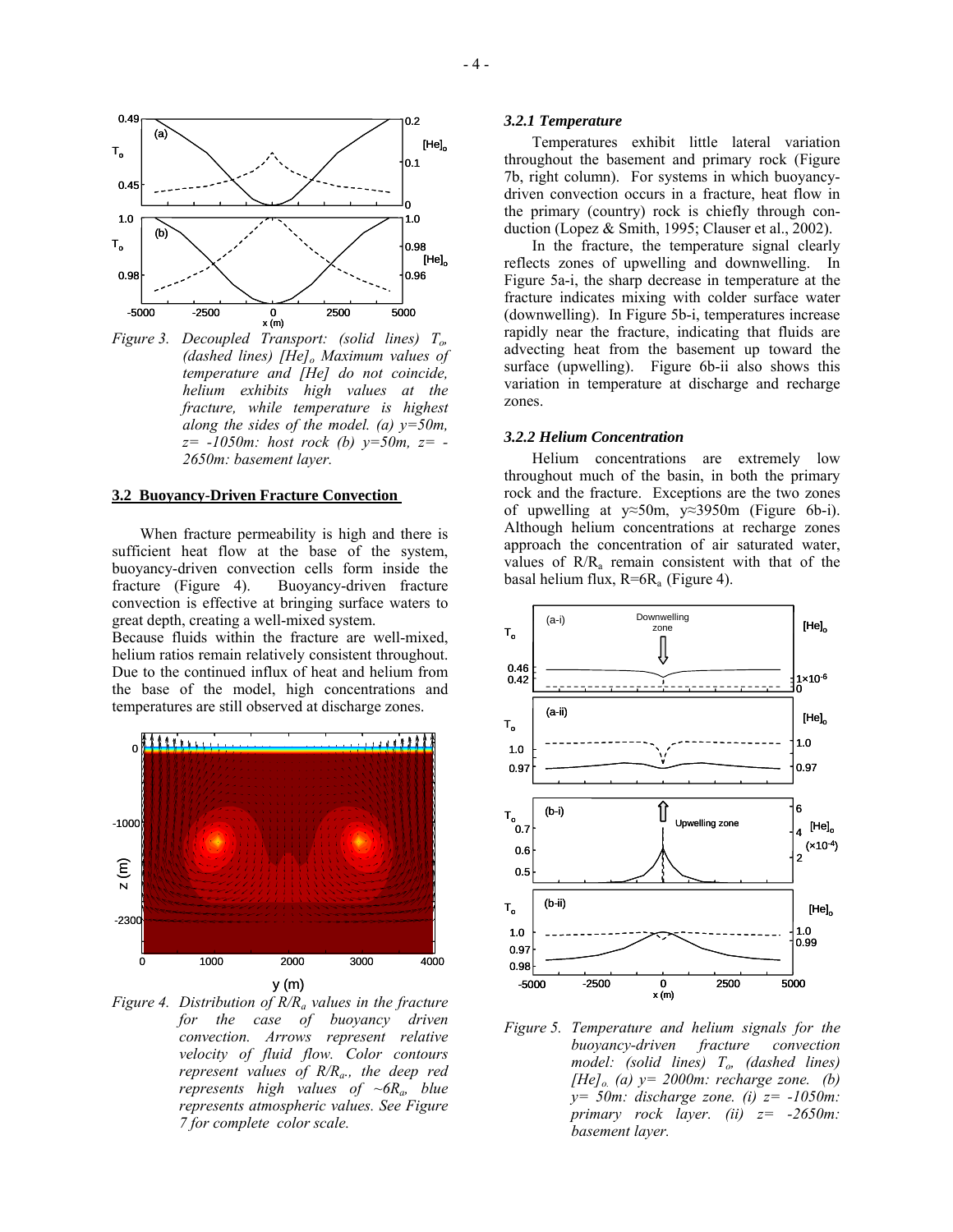*Figure 3. Decoupled Transport: (solid lines) $T_o$, (dashed lines) $[He]_o$ Maximum values of temperature and [He] do not coincide, helium exhibits high values at the fracture, while temperature is highest along the sides of the model. (a) y=50m, z= -1050m: host rock (b) y=50m, z= -2650m: basement layer.*

## 3.2 Buoyancy-Driven Fracture Convection

When fracture permeability is high and there is sufficient heat flow at the base of the system, buoyancy-driven convection cells form inside the fracture (Figure 4). Buoyancy-driven fracture convection is effective at bringing surface waters to great depth, creating a well-mixed system.
Because fluids within the fracture are well-mixed, helium ratios remain relatively consistent throughout. Due to the continued influx of heat and helium from the base of the model, high concentrations and temperatures are still observed at discharge zones.

*Figure 4. Distribution of $R/R_a$ values in the fracture for the case of buoyancy driven convection. Arrows represent relative velocity of fluid flow. Color contours represent values of $R/R_a$., the deep red represents high values of ~$6R_a$, blue represents atmospheric values. See Figure 7 for complete color scale.*

### 3.2.1 Temperature

Temperatures exhibit little lateral variation throughout the basement and primary rock (Figure 7b, right column). For systems in which buoyancy-driven convection occurs in a fracture, heat flow in the primary (country) rock is chiefly through conduction (Lopez & Smith, 1995; Clauser et al., 2002).

In the fracture, the temperature signal clearly reflects zones of upwelling and downwelling. In Figure 5a-i, the sharp decrease in temperature at the fracture indicates mixing with colder surface water (downwelling). In Figure 5b-i, temperatures increase rapidly near the fracture, indicating that fluids are advecting heat from the basement up toward the surface (upwelling). Figure 6b-ii also shows this variation in temperature at discharge and recharge zones.

### 3.2.2 Helium Concentration

Helium concentrations are extremely low throughout much of the basin, in both the primary rock and the fracture. Exceptions are the two zones of upwelling at y≈50m, y≈3950m (Figure 6b-i). Although helium concentrations at recharge zones approach the concentration of air saturated water, values of $R/R_a$ remain consistent with that of the basal helium flux, $R=6R_a$ (Figure 4).

*Figure 5. Temperature and helium signals for the buoyancy-driven fracture convection model: (solid lines) $T_o$, (dashed lines) $[He]_o$. (a) y= 2000m: recharge zone. (b) y= 50m: discharge zone. (i) z= -1050m: primary rock layer. (ii) z= -2650m: basement layer.*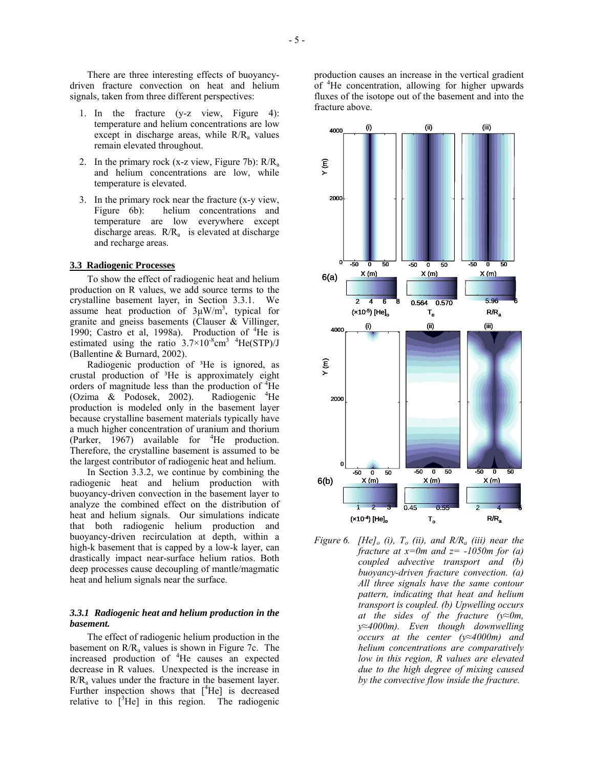There are three interesting effects of buoyancy-driven fracture convection on heat and helium signals, taken from three different perspectives:

1. In the fracture (y-z view, Figure 4): temperature and helium concentrations are low except in discharge areas, while $R/R_a$ values remain elevated throughout.
2. In the primary rock (x-z view, Figure 7b): $R/R_a$ and helium concentrations are low, while temperature is elevated.
3. In the primary rock near the fracture (x-y view, Figure 6b): helium concentrations and temperature are low everywhere except discharge areas. $R/R_a$ is elevated at discharge and recharge areas.

### 3.3 Radiogenic Processes

To show the effect of radiogenic heat and helium production on R values, we add source terms to the crystalline basement layer, in Section 3.3.1. We assume heat production of $3\mu W/m^3$, typical for granite and gneiss basements (Clauser & Villinger, 1990; Castro et al, 1998a). Production of $^4He$ is estimated using the ratio $3.7\times10^{-8}cm^3$ $^4He(STP)/J$ (Ballentine & Burnard, 2002).

Radiogenic production of $^3He$ is ignored, as crustal production of $^3He$ is approximately eight orders of magnitude less than the production of $^4He$ (Ozima & Podosek, 2002). Radiogenic $^4He$ production is modeled only in the basement layer because crystalline basement materials typically have a much higher concentration of uranium and thorium (Parker, 1967) available for $^4He$ production. Therefore, the crystalline basement is assumed to be the largest contributor of radiogenic heat and helium.

In Section 3.3.2, we continue by combining the radiogenic heat and helium production with buoyancy-driven convection in the basement layer to analyze the combined effect on the distribution of heat and helium signals. Our simulations indicate that both radiogenic helium production and buoyancy-driven recirculation at depth, within a high-k basement that is capped by a low-k layer, can drastically impact near-surface helium ratios. Both deep processes cause decoupling of mantle/magmatic heat and helium signals near the surface.

#### *3.3.1 Radiogenic heat and helium production in the basement.*

The effect of radiogenic helium production in the basement on $R/R_a$ values is shown in Figure 7c. The increased production of $^4He$ causes an expected decrease in R values. Unexpected is the increase in $R/R_a$ values under the fracture in the basement layer. Further inspection shows that $[^4He]$ is decreased relative to $[^3He]$ in this region. The radiogenic production causes an increase in the vertical gradient of $^4He$ concentration, allowing for higher upwards fluxes of the isotope out of the basement and into the fracture above.

*Figure 6. $[He]_o$ (i), $T_o$ (ii), and $R/R_a$ (iii) near the fracture at x=0m and z= -1050m for (a) coupled advective transport and (b) buoyancy-driven fracture convection. (a) All three signals have the same contour pattern, indicating that heat and helium transport is coupled. (b) Upwelling occurs at the sides of the fracture (y≈0m, y≈4000m). Even though downwelling occurs at the center (y≈4000m) and helium concentrations are comparatively low in this region, R values are elevated due to the high degree of mixing caused by the convective flow inside the fracture.*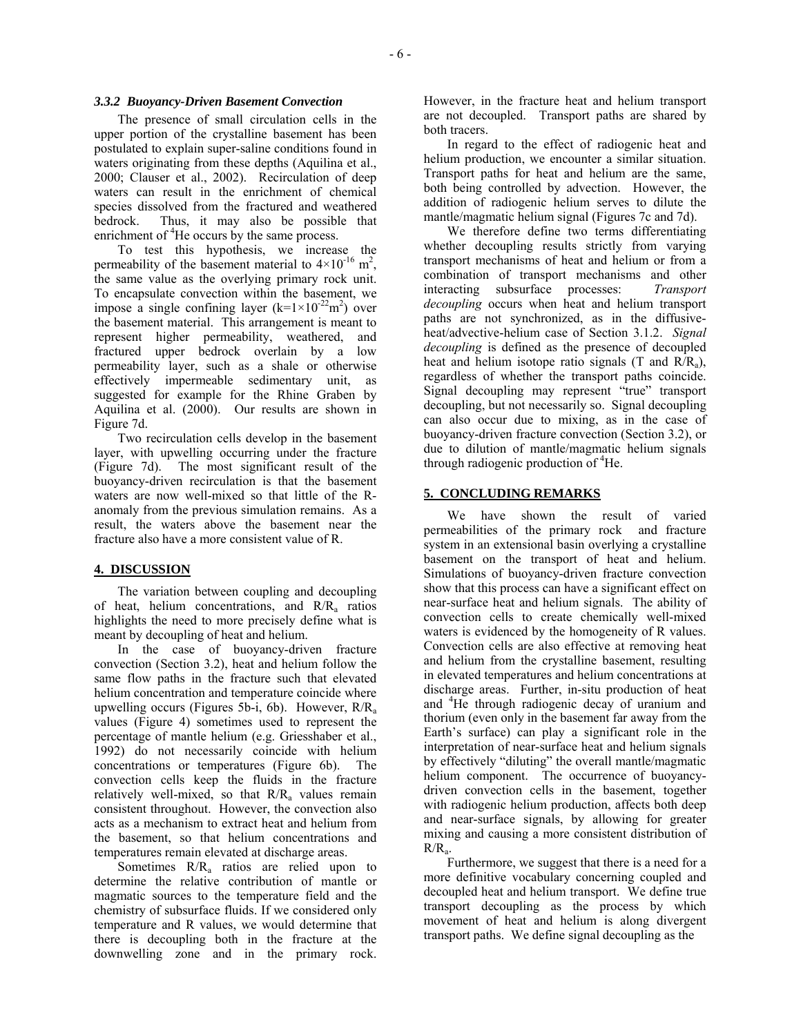### *3.3.2 Buoyancy-Driven Basement Convection*

The presence of small circulation cells in the upper portion of the crystalline basement has been postulated to explain super-saline conditions found in waters originating from these depths (Aquilina et al., 2000; Clauser et al., 2002). Recirculation of deep waters can result in the enrichment of chemical species dissolved from the fractured and weathered bedrock. Thus, it may also be possible that enrichment of $^{4}He$ occurs by the same process.

To test this hypothesis, we increase the permeability of the basement material to $4\times10^{-16}$ m$^2$, the same value as the overlying primary rock unit. To encapsulate convection within the basement, we impose a single confining layer ($k=1\times10^{-22}$m$^2$) over the basement material. This arrangement is meant to represent higher permeability, weathered, and fractured upper bedrock overlain by a low permeability layer, such as a shale or otherwise effectively impermeable sedimentary unit, as suggested for example for the Rhine Graben by Aquilina et al. (2000). Our results are shown in Figure 7d.

Two recirculation cells develop in the basement layer, with upwelling occurring under the fracture (Figure 7d). The most significant result of the buoyancy-driven recirculation is that the basement waters are now well-mixed so that little of the R-anomaly from the previous simulation remains. As a result, the waters above the basement near the fracture also have a more consistent value of R.

## 4. DISCUSSION

The variation between coupling and decoupling of heat, helium concentrations, and $R/R_a$ ratios highlights the need to more precisely define what is meant by decoupling of heat and helium.

In the case of buoyancy-driven fracture convection (Section 3.2), heat and helium follow the same flow paths in the fracture such that elevated helium concentration and temperature coincide where upwelling occurs (Figures 5b-i, 6b). However, $R/R_a$ values (Figure 4) sometimes used to represent the percentage of mantle helium (e.g. Griesshaber et al., 1992) do not necessarily coincide with helium concentrations or temperatures (Figure 6b). The convection cells keep the fluids in the fracture relatively well-mixed, so that $R/R_a$ values remain consistent throughout. However, the convection also acts as a mechanism to extract heat and helium from the basement, so that helium concentrations and temperatures remain elevated at discharge areas.

Sometimes $R/R_a$ ratios are relied upon to determine the relative contribution of mantle or magmatic sources to the temperature field and the chemistry of subsurface fluids. If we considered only temperature and R values, we would determine that there is decoupling both in the fracture at the downwelling zone and in the primary rock. However, in the fracture heat and helium transport are not decoupled. Transport paths are shared by both tracers.

In regard to the effect of radiogenic heat and helium production, we encounter a similar situation. Transport paths for heat and helium are the same, both being controlled by advection. However, the addition of radiogenic helium serves to dilute the mantle/magmatic helium signal (Figures 7c and 7d).

We therefore define two terms differentiating whether decoupling results strictly from varying transport mechanisms of heat and helium or from a combination of transport mechanisms and other interacting subsurface processes: *Transport decoupling* occurs when heat and helium transport paths are not synchronized, as in the diffusive-heat/advective-helium case of Section 3.1.2. *Signal decoupling* is defined as the presence of decoupled heat and helium isotope ratio signals (T and $R/R_a$), regardless of whether the transport paths coincide. Signal decoupling may represent "true" transport decoupling, but not necessarily so. Signal decoupling can also occur due to mixing, as in the case of buoyancy-driven fracture convection (Section 3.2), or due to dilution of mantle/magmatic helium signals through radiogenic production of $^{4}He$.

## 5. CONCLUDING REMARKS

We have shown the result of varied permeabilities of the primary rock and fracture system in an extensional basin overlying a crystalline basement on the transport of heat and helium. Simulations of buoyancy-driven fracture convection show that this process can have a significant effect on near-surface heat and helium signals. The ability of convection cells to create chemically well-mixed waters is evidenced by the homogeneity of R values. Convection cells are also effective at removing heat and helium from the crystalline basement, resulting in elevated temperatures and helium concentrations at discharge areas. Further, in-situ production of heat and $^{4}He$ through radiogenic decay of uranium and thorium (even only in the basement far away from the Earth's surface) can play a significant role in the interpretation of near-surface heat and helium signals by effectively "diluting" the overall mantle/magmatic helium component. The occurrence of buoyancy-driven convection cells in the basement, together with radiogenic helium production, affects both deep and near-surface signals, by allowing for greater mixing and causing a more consistent distribution of $R/R_a$.

Furthermore, we suggest that there is a need for a more definitive vocabulary concerning coupled and decoupled heat and helium transport. We define true transport decoupling as the process by which movement of heat and helium is along divergent transport paths. We define signal decoupling as the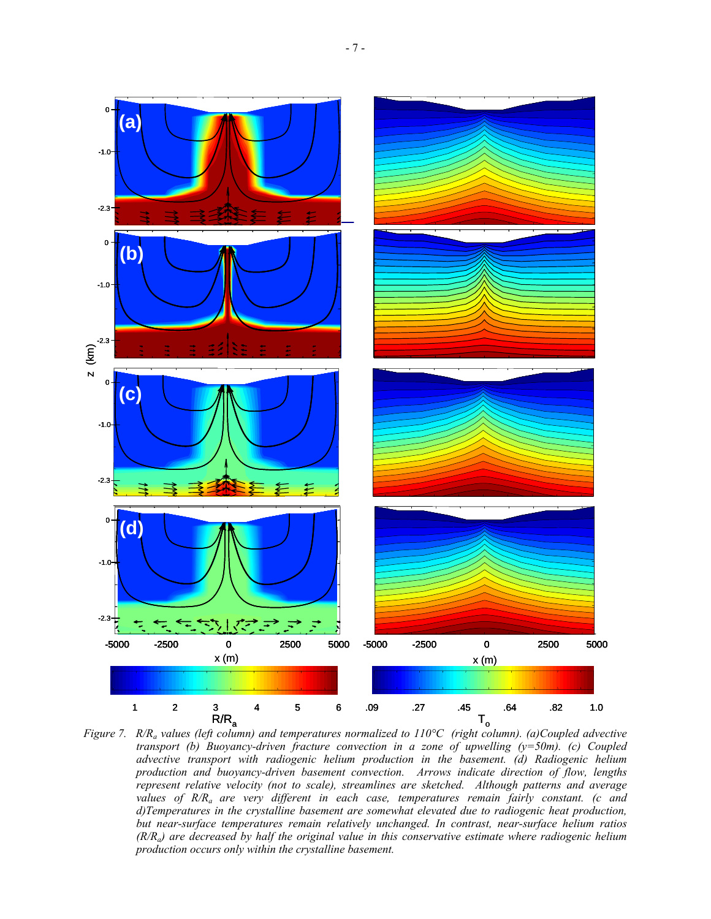Figure 7. $R/R_a$ values (left column) and temperatures normalized to 110°C (right column). (a)Coupled advective transport (b) Buoyancy-driven fracture convection in a zone of upwelling (y=50m). (c) Coupled advective transport with radiogenic helium production in the basement. (d) Radiogenic helium production and buoyancy-driven basement convection. Arrows indicate direction of flow, lengths represent relative velocity (not to scale), streamlines are sketched. Although patterns and average values of $R/R_a$ are very different in each case, temperatures remain fairly constant. (c and d)Temperatures in the crystalline basement are somewhat elevated due to radiogenic heat production, but near-surface temperatures remain relatively unchanged. In contrast, near-surface helium ratios ($R/R_a$) are decreased by half the original value in this conservative estimate where radiogenic helium production occurs only within the crystalline basement.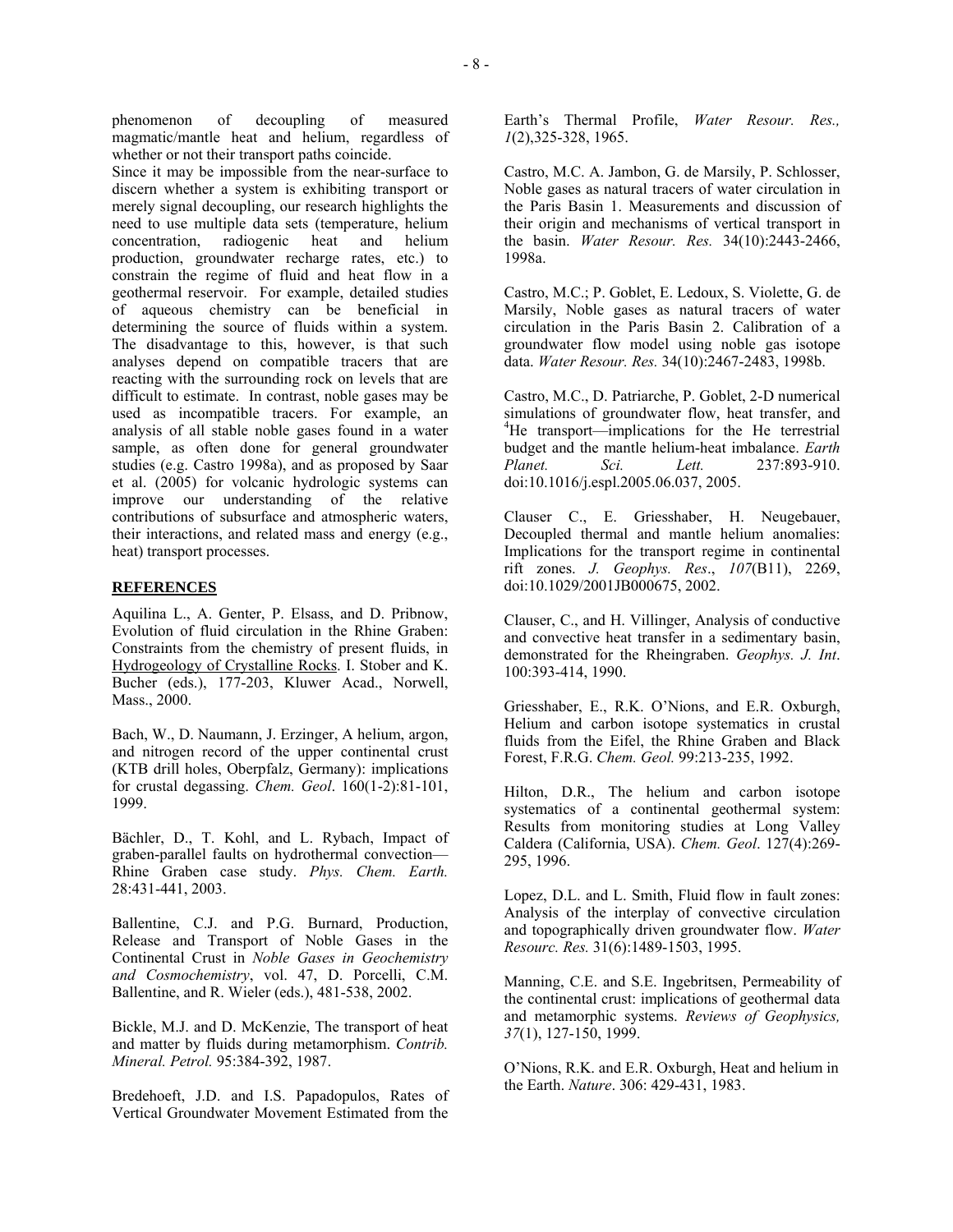phenomenon of decoupling of measured magmatic/mantle heat and helium, regardless of whether or not their transport paths coincide.

Since it may be impossible from the near-surface to discern whether a system is exhibiting transport or merely signal decoupling, our research highlights the need to use multiple data sets (temperature, helium concentration, radiogenic heat and helium production, groundwater recharge rates, etc.) to constrain the regime of fluid and heat flow in a geothermal reservoir. For example, detailed studies of aqueous chemistry can be beneficial in determining the source of fluids within a system. The disadvantage to this, however, is that such analyses depend on compatible tracers that are reacting with the surrounding rock on levels that are difficult to estimate. In contrast, noble gases may be used as incompatible tracers. For example, an analysis of all stable noble gases found in a water sample, as often done for general groundwater studies (e.g. Castro 1998a), and as proposed by Saar et al. (2005) for volcanic hydrologic systems can improve our understanding of the relative contributions of subsurface and atmospheric waters, their interactions, and related mass and energy (e.g., heat) transport processes.

## REFERENCES

Aquilina L., A. Genter, P. Elsass, and D. Pribnow, Evolution of fluid circulation in the Rhine Graben: Constraints from the chemistry of present fluids, in Hydrogeology of Crystalline Rocks. I. Stober and K. Bucher (eds.), 177-203, Kluwer Acad., Norwell, Mass., 2000.

Bach, W., D. Naumann, J. Erzinger, A helium, argon, and nitrogen record of the upper continental crust (KTB drill holes, Oberpfalz, Germany): implications for crustal degassing. *Chem. Geol*. 160(1-2):81-101, 1999.

Bächler, D., T. Kohl, and L. Rybach, Impact of graben-parallel faults on hydrothermal convection—Rhine Graben case study. *Phys. Chem. Earth.* 28:431-441, 2003.

Ballentine, C.J. and P.G. Burnard, Production, Release and Transport of Noble Gases in the Continental Crust in *Noble Gases in Geochemistry and Cosmochemistry*, vol. 47, D. Porcelli, C.M. Ballentine, and R. Wieler (eds.), 481-538, 2002.

Bickle, M.J. and D. McKenzie, The transport of heat and matter by fluids during metamorphism. *Contrib. Mineral. Petrol.* 95:384-392, 1987.

Bredehoeft, J.D. and I.S. Papadopulos, Rates of Vertical Groundwater Movement Estimated from the Earth's Thermal Profile, *Water Resour. Res., 1*(2),325-328, 1965.

Castro, M.C. A. Jambon, G. de Marsily, P. Schlosser, Noble gases as natural tracers of water circulation in the Paris Basin 1. Measurements and discussion of their origin and mechanisms of vertical transport in the basin. *Water Resour. Res.* 34(10):2443-2466, 1998a.

Castro, M.C.; P. Goblet, E. Ledoux, S. Violette, G. de Marsily, Noble gases as natural tracers of water circulation in the Paris Basin 2. Calibration of a groundwater flow model using noble gas isotope data. *Water Resour. Res.* 34(10):2467-2483, 1998b.

Castro, M.C., D. Patriarche, P. Goblet, 2-D numerical simulations of groundwater flow, heat transfer, and $^4$He transport—implications for the He terrestrial budget and the mantle helium-heat imbalance. *Earth Planet. Sci. Lett.* 237:893-910. doi:10.1016/j.espl.2005.06.037, 2005.

Clauser C., E. Griesshaber, H. Neugebauer, Decoupled thermal and mantle helium anomalies: Implications for the transport regime in continental rift zones. *J. Geophys. Res*., *107*(B11), 2269, doi:10.1029/2001JB000675, 2002.

Clauser, C., and H. Villinger, Analysis of conductive and convective heat transfer in a sedimentary basin, demonstrated for the Rheingraben. *Geophys. J. Int*. 100:393-414, 1990.

Griesshaber, E., R.K. O'Nions, and E.R. Oxburgh, Helium and carbon isotope systematics in crustal fluids from the Eifel, the Rhine Graben and Black Forest, F.R.G. *Chem. Geol.* 99:213-235, 1992.

Hilton, D.R., The helium and carbon isotope systematics of a continental geothermal system: Results from monitoring studies at Long Valley Caldera (California, USA). *Chem. Geol*. 127(4):269-295, 1996.

Lopez, D.L. and L. Smith, Fluid flow in fault zones: Analysis of the interplay of convective circulation and topographically driven groundwater flow. *Water Resourc. Res.* 31(6):1489-1503, 1995.

Manning, C.E. and S.E. Ingebritsen, Permeability of the continental crust: implications of geothermal data and metamorphic systems. *Reviews of Geophysics, 37*(1), 127-150, 1999.

O'Nions, R.K. and E.R. Oxburgh, Heat and helium in the Earth. *Nature*. 306: 429-431, 1983.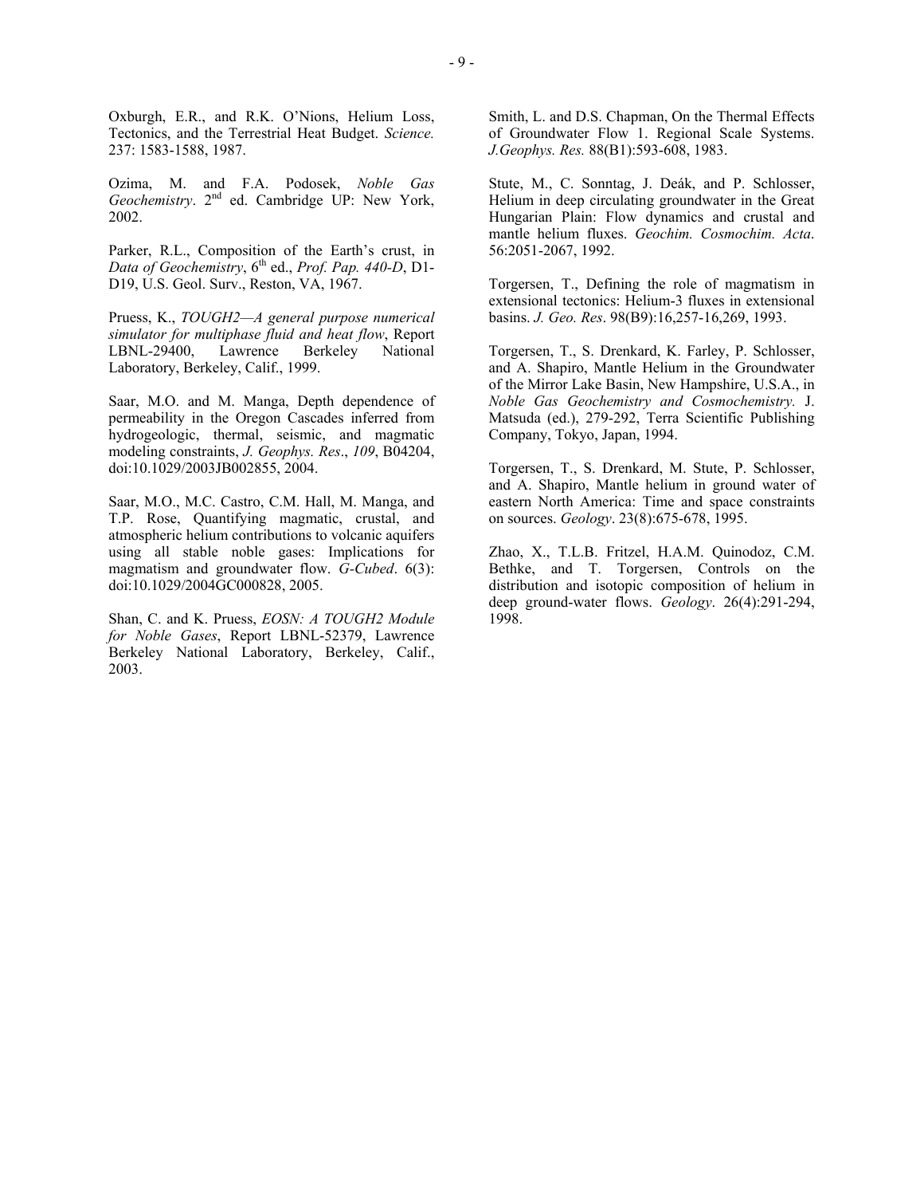Oxburgh, E.R., and R.K. O'Nions, Helium Loss, Tectonics, and the Terrestrial Heat Budget. *Science.* 237: 1583-1588, 1987.

Ozima, M. and F.A. Podosek, *Noble Gas Geochemistry*. 2nd ed. Cambridge UP: New York, 2002.

Parker, R.L., Composition of the Earth's crust, in *Data of Geochemistry*, 6th ed., *Prof. Pap. 440-D*, D1-D19, U.S. Geol. Surv., Reston, VA, 1967.

Pruess, K., *TOUGH2—A general purpose numerical simulator for multiphase fluid and heat flow*, Report LBNL-29400, Lawrence Berkeley National Laboratory, Berkeley, Calif., 1999.

Saar, M.O. and M. Manga, Depth dependence of permeability in the Oregon Cascades inferred from hydrogeologic, thermal, seismic, and magmatic modeling constraints, *J. Geophys. Res*., *109*, B04204, doi:10.1029/2003JB002855, 2004.

Saar, M.O., M.C. Castro, C.M. Hall, M. Manga, and T.P. Rose, Quantifying magmatic, crustal, and atmospheric helium contributions to volcanic aquifers using all stable noble gases: Implications for magmatism and groundwater flow. *G-Cubed*. 6(3): doi:10.1029/2004GC000828, 2005.

Shan, C. and K. Pruess, *EOSN: A TOUGH2 Module for Noble Gases*, Report LBNL-52379, Lawrence Berkeley National Laboratory, Berkeley, Calif., 2003.

Smith, L. and D.S. Chapman, On the Thermal Effects of Groundwater Flow 1. Regional Scale Systems. *J.Geophys. Res.* 88(B1):593-608, 1983.

Stute, M., C. Sonntag, J. Deák, and P. Schlosser, Helium in deep circulating groundwater in the Great Hungarian Plain: Flow dynamics and crustal and mantle helium fluxes. *Geochim. Cosmochim. Acta*. 56:2051-2067, 1992.

Torgersen, T., Defining the role of magmatism in extensional tectonics: Helium-3 fluxes in extensional basins. *J. Geo. Res*. 98(B9):16,257-16,269, 1993.

Torgersen, T., S. Drenkard, K. Farley, P. Schlosser, and A. Shapiro, Mantle Helium in the Groundwater of the Mirror Lake Basin, New Hampshire, U.S.A., in *Noble Gas Geochemistry and Cosmochemistry.* J. Matsuda (ed.), 279-292, Terra Scientific Publishing Company, Tokyo, Japan, 1994.

Torgersen, T., S. Drenkard, M. Stute, P. Schlosser, and A. Shapiro, Mantle helium in ground water of eastern North America: Time and space constraints on sources. *Geology*. 23(8):675-678, 1995.

Zhao, X., T.L.B. Fritzel, H.A.M. Quinodoz, C.M. Bethke, and T. Torgersen, Controls on the distribution and isotopic composition of helium in deep ground-water flows. *Geology*. 26(4):291-294, 1998.